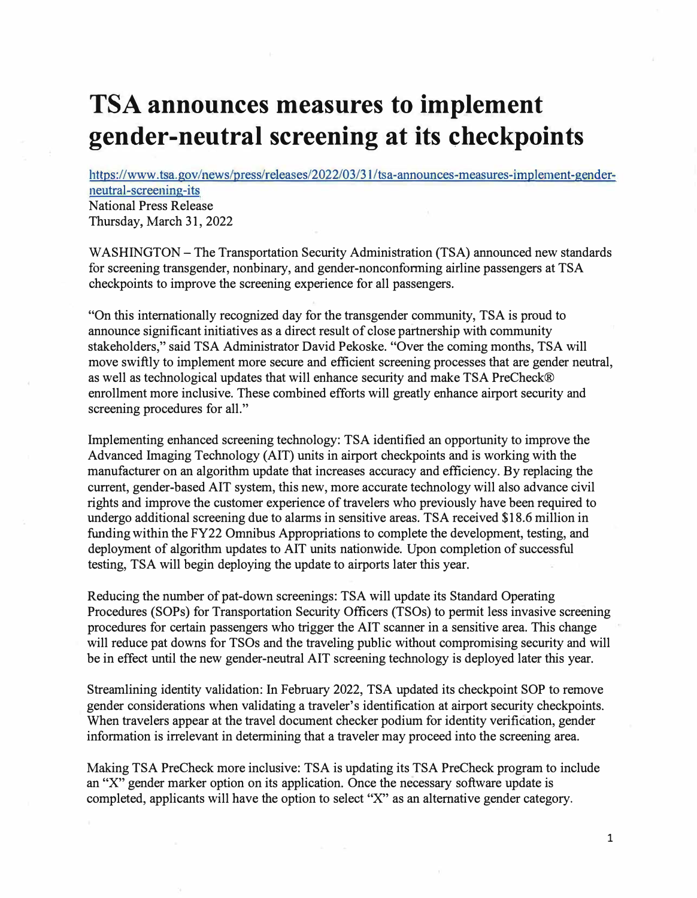# TSA announces measures to implement gender-neutral screening at its checkpoints

https://www.tsa.gov/news/press/releases/2022/03/31/tsa-announces-measures-implement-gender-neutral-screening-its
National Press Release
Thursday, March 31, 2022

WASHINGTON – The Transportation Security Administration (TSA) announced new standards for screening transgender, nonbinary, and gender-nonconforming airline passengers at TSA checkpoints to improve the screening experience for all passengers.

"On this internationally recognized day for the transgender community, TSA is proud to announce significant initiatives as a direct result of close partnership with community stakeholders," said TSA Administrator David Pekoske. "Over the coming months, TSA will move swiftly to implement more secure and efficient screening processes that are gender neutral, as well as technological updates that will enhance security and make TSA PreCheck® enrollment more inclusive. These combined efforts will greatly enhance airport security and screening procedures for all."

Implementing enhanced screening technology: TSA identified an opportunity to improve the Advanced Imaging Technology (AIT) units in airport checkpoints and is working with the manufacturer on an algorithm update that increases accuracy and efficiency. By replacing the current, gender-based AIT system, this new, more accurate technology will also advance civil rights and improve the customer experience of travelers who previously have been required to undergo additional screening due to alarms in sensitive areas. TSA received $18.6 million in funding within the FY22 Omnibus Appropriations to complete the development, testing, and deployment of algorithm updates to AIT units nationwide. Upon completion of successful testing, TSA will begin deploying the update to airports later this year.

Reducing the number of pat-down screenings: TSA will update its Standard Operating Procedures (SOPs) for Transportation Security Officers (TSOs) to permit less invasive screening procedures for certain passengers who trigger the AIT scanner in a sensitive area. This change will reduce pat downs for TSOs and the traveling public without compromising security and will be in effect until the new gender-neutral AIT screening technology is deployed later this year.

Streamlining identity validation: In February 2022, TSA updated its checkpoint SOP to remove gender considerations when validating a traveler's identification at airport security checkpoints. When travelers appear at the travel document checker podium for identity verification, gender information is irrelevant in determining that a traveler may proceed into the screening area.

Making TSA PreCheck more inclusive: TSA is updating its TSA PreCheck program to include an "X" gender marker option on its application. Once the necessary software update is completed, applicants will have the option to select "X" as an alternative gender category.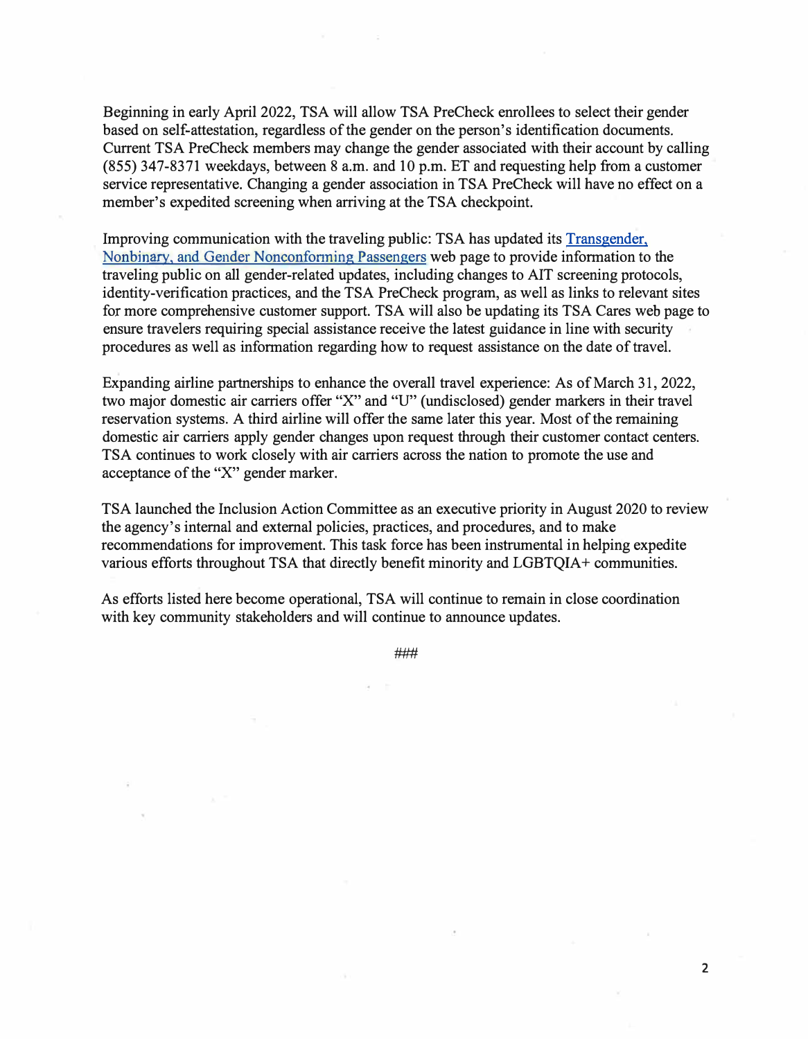Beginning in early April 2022, TSA will allow TSA PreCheck enrollees to select their gender based on self-attestation, regardless of the gender on the person's identification documents. Current TSA PreCheck members may change the gender associated with their account by calling (855) 347-8371 weekdays, between 8 a.m. and 10 p.m. ET and requesting help from a customer service representative. Changing a gender association in TSA PreCheck will have no effect on a member's expedited screening when arriving at the TSA checkpoint.

Improving communication with the traveling public: TSA has updated its Transgender, Nonbinary, and Gender Nonconforming Passengers web page to provide information to the traveling public on all gender-related updates, including changes to AIT screening protocols, identity-verification practices, and the TSA PreCheck program, as well as links to relevant sites for more comprehensive customer support. TSA will also be updating its TSA Cares web page to ensure travelers requiring special assistance receive the latest guidance in line with security procedures as well as information regarding how to request assistance on the date of travel.

Expanding airline partnerships to enhance the overall travel experience: As of March 31, 2022, two major domestic air carriers offer "X" and "U" (undisclosed) gender markers in their travel reservation systems. A third airline will offer the same later this year. Most of the remaining domestic air carriers apply gender changes upon request through their customer contact centers. TSA continues to work closely with air carriers across the nation to promote the use and acceptance of the "X" gender marker.

TSA launched the Inclusion Action Committee as an executive priority in August 2020 to review the agency's internal and external policies, practices, and procedures, and to make recommendations for improvement. This task force has been instrumental in helping expedite various efforts throughout TSA that directly benefit minority and LGBTQIA+ communities.

As efforts listed here become operational, TSA will continue to remain in close coordination with key community stakeholders and will continue to announce updates.

###